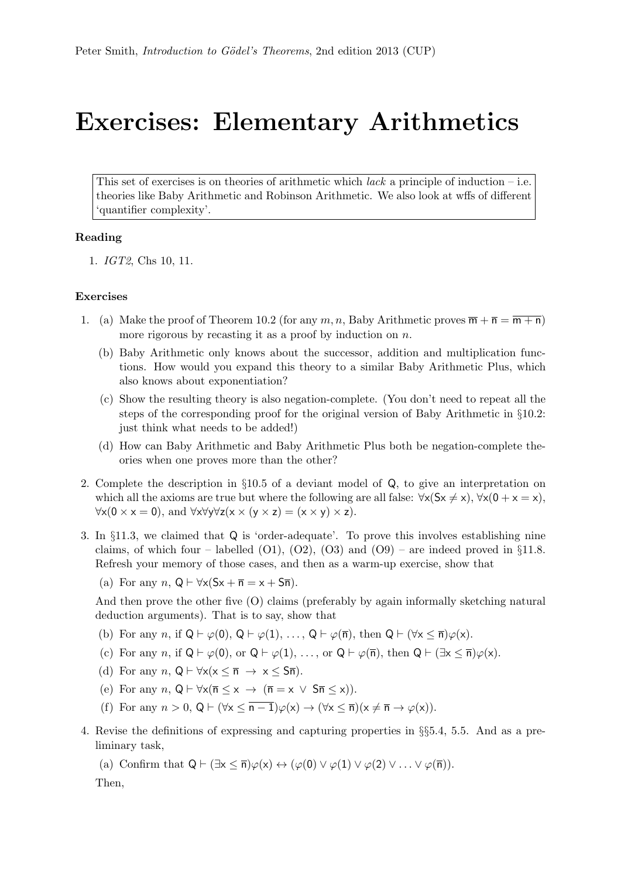Peter Smith, *Introduction to Gödel's Theorems*, 2nd edition 2013 (CUP)

# Exercises: Elementary Arithmetics

> This set of exercises is on theories of arithmetic which *lack* a principle of induction – i.e. theories like Baby Arithmetic and Robinson Arithmetic. We also look at wffs of different 'quantifier complexity'.

**Reading**

1. *IGT2*, Chs 10, 11.

**Exercises**

1. (a) Make the proof of Theorem 10.2 (for any $m, n$, Baby Arithmetic proves $\overline{\mathsf{m}} + \overline{\mathsf{n}} = \overline{\mathsf{m} + \mathsf{n}}$) more rigorous by recasting it as a proof by induction on $n$.

   (b) Baby Arithmetic only knows about the successor, addition and multiplication functions. How would you expand this theory to a similar Baby Arithmetic Plus, which also knows about exponentiation?

   (c) Show the resulting theory is also negation-complete. (You don't need to repeat all the steps of the corresponding proof for the original version of Baby Arithmetic in §10.2: just think what needs to be added!)

   (d) How can Baby Arithmetic and Baby Arithmetic Plus both be negation-complete theories when one proves more than the other?

2. Complete the description in §10.5 of a deviant model of $\mathsf{Q}$, to give an interpretation on which all the axioms are true but where the following are all false: $\forall \mathsf{x}(\mathsf{Sx} \neq \mathsf{x})$, $\forall \mathsf{x}(0 + \mathsf{x} = \mathsf{x})$, $\forall \mathsf{x}(0 \times \mathsf{x} = 0)$, and $\forall \mathsf{x}\forall \mathsf{y}\forall \mathsf{z}(\mathsf{x} \times (\mathsf{y} \times \mathsf{z}) = (\mathsf{x} \times \mathsf{y}) \times \mathsf{z})$.

3. In §11.3, we claimed that $\mathsf{Q}$ is 'order-adequate'. To prove this involves establishing nine claims, of which four – labelled (O1), (O2), (O3) and (O9) – are indeed proved in §11.8. Refresh your memory of those cases, and then as a warm-up exercise, show that

   (a) For any $n$, $\mathsf{Q} \vdash \forall \mathsf{x}(\mathsf{Sx} + \overline{\mathsf{n}} = \mathsf{x} + \mathsf{S}\overline{\mathsf{n}})$.

   And then prove the other five (O) claims (preferably by again informally sketching natural deduction arguments). That is to say, show that

   (b) For any $n$, if $\mathsf{Q} \vdash \varphi(0)$, $\mathsf{Q} \vdash \varphi(1)$, $\ldots$, $\mathsf{Q} \vdash \varphi(\overline{\mathsf{n}})$, then $\mathsf{Q} \vdash (\forall \mathsf{x} \leq \overline{\mathsf{n}})\varphi(\mathsf{x})$.

   (c) For any $n$, if $\mathsf{Q} \vdash \varphi(0)$, or $\mathsf{Q} \vdash \varphi(1)$, $\ldots$, or $\mathsf{Q} \vdash \varphi(\overline{\mathsf{n}})$, then $\mathsf{Q} \vdash (\exists \mathsf{x} \leq \overline{\mathsf{n}})\varphi(\mathsf{x})$.

   (d) For any $n$, $\mathsf{Q} \vdash \forall \mathsf{x}(\mathsf{x} \leq \overline{\mathsf{n}} \;\rightarrow\; \mathsf{x} \leq \mathsf{S}\overline{\mathsf{n}})$.

   (e) For any $n$, $\mathsf{Q} \vdash \forall \mathsf{x}(\overline{\mathsf{n}} \leq \mathsf{x} \;\rightarrow\; (\overline{\mathsf{n}} = \mathsf{x} \;\vee\; \mathsf{S}\overline{\mathsf{n}} \leq \mathsf{x}))$.

   (f) For any $n > 0$, $\mathsf{Q} \vdash (\forall \mathsf{x} \leq \overline{\mathsf{n} - 1})\varphi(\mathsf{x}) \rightarrow (\forall \mathsf{x} \leq \overline{\mathsf{n}})(\mathsf{x} \neq \overline{\mathsf{n}} \rightarrow \varphi(\mathsf{x}))$.

4. Revise the definitions of expressing and capturing properties in §§5.4, 5.5. And as a preliminary task,

   (a) Confirm that $\mathsf{Q} \vdash (\exists \mathsf{x} \leq \overline{\mathsf{n}})\varphi(\mathsf{x}) \leftrightarrow (\varphi(0) \vee \varphi(1) \vee \varphi(2) \vee \ldots \vee \varphi(\overline{\mathsf{n}}))$.

   Then,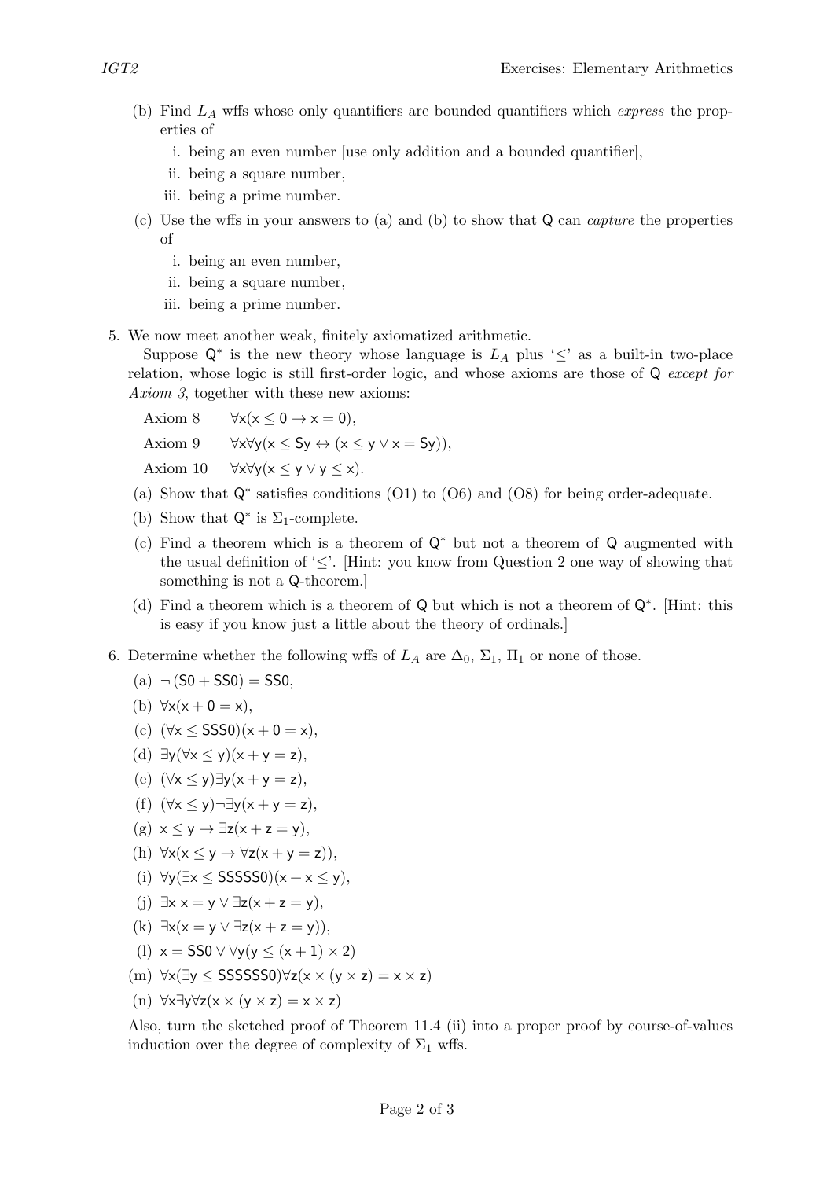(b) Find $L_A$ wffs whose only quantifiers are bounded quantifiers which *express* the properties of

  i. being an even number [use only addition and a bounded quantifier],
  ii. being a square number,
  iii. being a prime number.

(c) Use the wffs in your answers to (a) and (b) to show that $\mathsf{Q}$ can *capture* the properties of

  i. being an even number,
  ii. being a square number,
  iii. being a prime number.

5. We now meet another weak, finitely axiomatized arithmetic.

   Suppose $\mathsf{Q}^*$ is the new theory whose language is $L_A$ plus '$\leq$' as a built-in two-place relation, whose logic is still first-order logic, and whose axioms are those of $\mathsf{Q}$ *except for Axiom 3*, together with these new axioms:

   Axiom 8 $\quad \forall \mathsf{x}(\mathsf{x} \leq \mathsf{0} \rightarrow \mathsf{x} = \mathsf{0})$,

   Axiom 9 $\quad \forall \mathsf{x} \forall \mathsf{y}(\mathsf{x} \leq \mathsf{Sy} \leftrightarrow (\mathsf{x} \leq \mathsf{y} \vee \mathsf{x} = \mathsf{Sy}))$,

   Axiom 10 $\quad \forall \mathsf{x} \forall \mathsf{y}(\mathsf{x} \leq \mathsf{y} \vee \mathsf{y} \leq \mathsf{x})$.

   (a) Show that $\mathsf{Q}^*$ satisfies conditions (O1) to (O6) and (O8) for being order-adequate.

   (b) Show that $\mathsf{Q}^*$ is $\Sigma_1$-complete.

   (c) Find a theorem which is a theorem of $\mathsf{Q}^*$ but not a theorem of $\mathsf{Q}$ augmented with the usual definition of '$\leq$'. [Hint: you know from Question 2 one way of showing that something is not a $\mathsf{Q}$-theorem.]

   (d) Find a theorem which is a theorem of $\mathsf{Q}$ but which is not a theorem of $\mathsf{Q}^*$. [Hint: this is easy if you know just a little about the theory of ordinals.]

6. Determine whether the following wffs of $L_A$ are $\Delta_0$, $\Sigma_1$, $\Pi_1$ or none of those.

   (a) $\neg(\mathsf{S0} + \mathsf{SS0}) = \mathsf{SS0}$,

   (b) $\forall \mathsf{x}(\mathsf{x} + \mathsf{0} = \mathsf{x})$,

   (c) $(\forall \mathsf{x} \leq \mathsf{SSS0})(\mathsf{x} + \mathsf{0} = \mathsf{x})$,

   (d) $\exists \mathsf{y}(\forall \mathsf{x} \leq \mathsf{y})(\mathsf{x} + \mathsf{y} = \mathsf{z})$,

   (e) $(\forall \mathsf{x} \leq \mathsf{y})\exists \mathsf{y}(\mathsf{x} + \mathsf{y} = \mathsf{z})$,

   (f) $(\forall \mathsf{x} \leq \mathsf{y})\neg\exists \mathsf{y}(\mathsf{x} + \mathsf{y} = \mathsf{z})$,

   (g) $\mathsf{x} \leq \mathsf{y} \rightarrow \exists \mathsf{z}(\mathsf{x} + \mathsf{z} = \mathsf{y})$,

   (h) $\forall \mathsf{x}(\mathsf{x} \leq \mathsf{y} \rightarrow \forall \mathsf{z}(\mathsf{x} + \mathsf{y} = \mathsf{z}))$,

   (i) $\forall \mathsf{y}(\exists \mathsf{x} \leq \mathsf{SSSSS0})(\mathsf{x} + \mathsf{x} \leq \mathsf{y})$,

   (j) $\exists \mathsf{x}\, \mathsf{x} = \mathsf{y} \vee \exists \mathsf{z}(\mathsf{x} + \mathsf{z} = \mathsf{y})$,

   (k) $\exists \mathsf{x}(\mathsf{x} = \mathsf{y} \vee \exists \mathsf{z}(\mathsf{x} + \mathsf{z} = \mathsf{y}))$,

   (l) $\mathsf{x} = \mathsf{SS0} \vee \forall \mathsf{y}(\mathsf{y} \leq (\mathsf{x} + 1) \times 2)$

   (m) $\forall \mathsf{x}(\exists \mathsf{y} \leq \mathsf{SSSSSS0})\forall \mathsf{z}(\mathsf{x} \times (\mathsf{y} \times \mathsf{z}) = \mathsf{x} \times \mathsf{z})$

   (n) $\forall \mathsf{x} \exists \mathsf{y} \forall \mathsf{z}(\mathsf{x} \times (\mathsf{y} \times \mathsf{z}) = \mathsf{x} \times \mathsf{z})$

   Also, turn the sketched proof of Theorem 11.4 (ii) into a proper proof by course-of-values induction over the degree of complexity of $\Sigma_1$ wffs.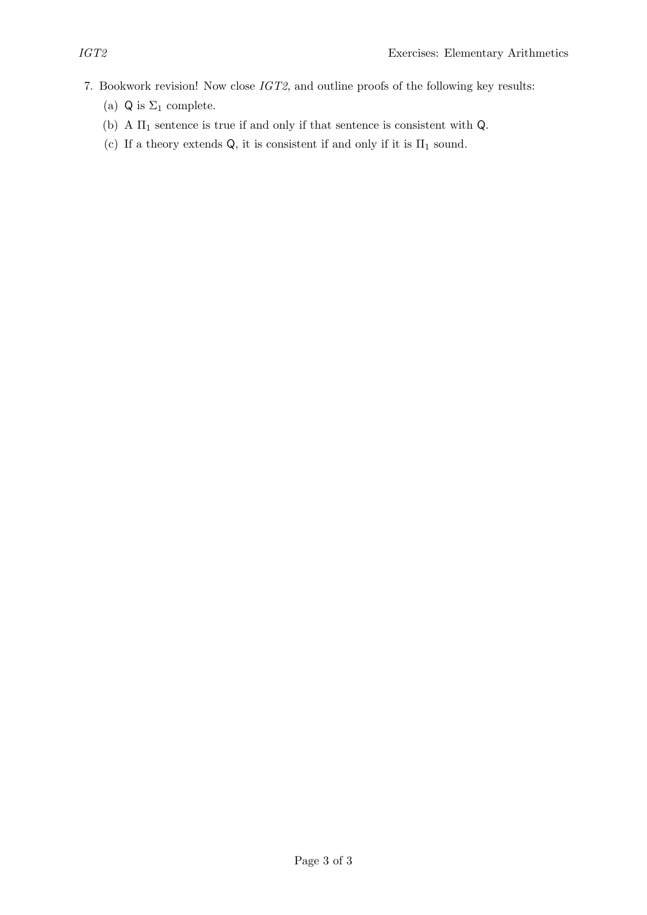7. Bookwork revision! Now close *IGT2*, and outline proofs of the following key results:
   (a) Q is $\Sigma_1$ complete.
   (b) A $\Pi_1$ sentence is true if and only if that sentence is consistent with Q.
   (c) If a theory extends Q, it is consistent if and only if it is $\Pi_1$ sound.